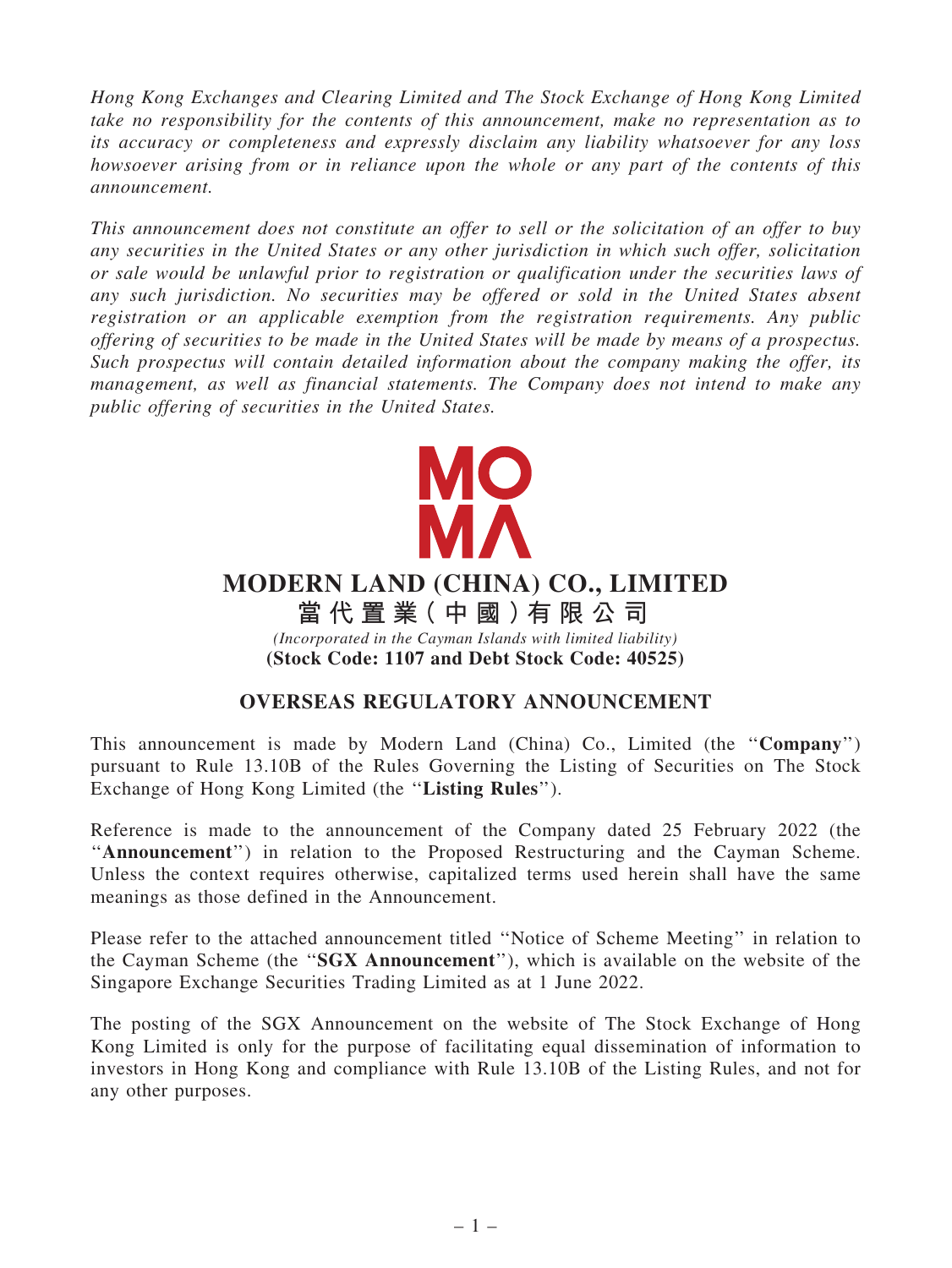*Hong Kong Exchanges and Clearing Limited and The Stock Exchange of Hong Kong Limited take no responsibility for the contents of this announcement, make no representation as to its accuracy or completeness and expressly disclaim any liability whatsoever for any loss howsoever arising from or in reliance upon the whole or any part of the contents of this announcement.*

*This announcement does not constitute an offer to sell or the solicitation of an offer to buy any securities in the United States or any other jurisdiction in which such offer, solicitation or sale would be unlawful prior to registration or qualification under the securities laws of any such jurisdiction. No securities may be offered or sold in the United States absent registration or an applicable exemption from the registration requirements. Any public offering of securities to be made in the United States will be made by means of a prospectus. Such prospectus will contain detailed information about the company making the offer, its management, as well as financial statements. The Company does not intend to make any public offering of securities in the United States.*

MO
MA

# MODERN LAND (CHINA) CO., LIMITED

# 當代置業(中國)有限公司

*(Incorporated in the Cayman Islands with limited liability)*

**(Stock Code: 1107 and Debt Stock Code: 40525)**

## OVERSEAS REGULATORY ANNOUNCEMENT

This announcement is made by Modern Land (China) Co., Limited (the "**Company**") pursuant to Rule 13.10B of the Rules Governing the Listing of Securities on The Stock Exchange of Hong Kong Limited (the "**Listing Rules**").

Reference is made to the announcement of the Company dated 25 February 2022 (the "**Announcement**") in relation to the Proposed Restructuring and the Cayman Scheme. Unless the context requires otherwise, capitalized terms used herein shall have the same meanings as those defined in the Announcement.

Please refer to the attached announcement titled "Notice of Scheme Meeting" in relation to the Cayman Scheme (the "**SGX Announcement**"), which is available on the website of the Singapore Exchange Securities Trading Limited as at 1 June 2022.

The posting of the SGX Announcement on the website of The Stock Exchange of Hong Kong Limited is only for the purpose of facilitating equal dissemination of information to investors in Hong Kong and compliance with Rule 13.10B of the Listing Rules, and not for any other purposes.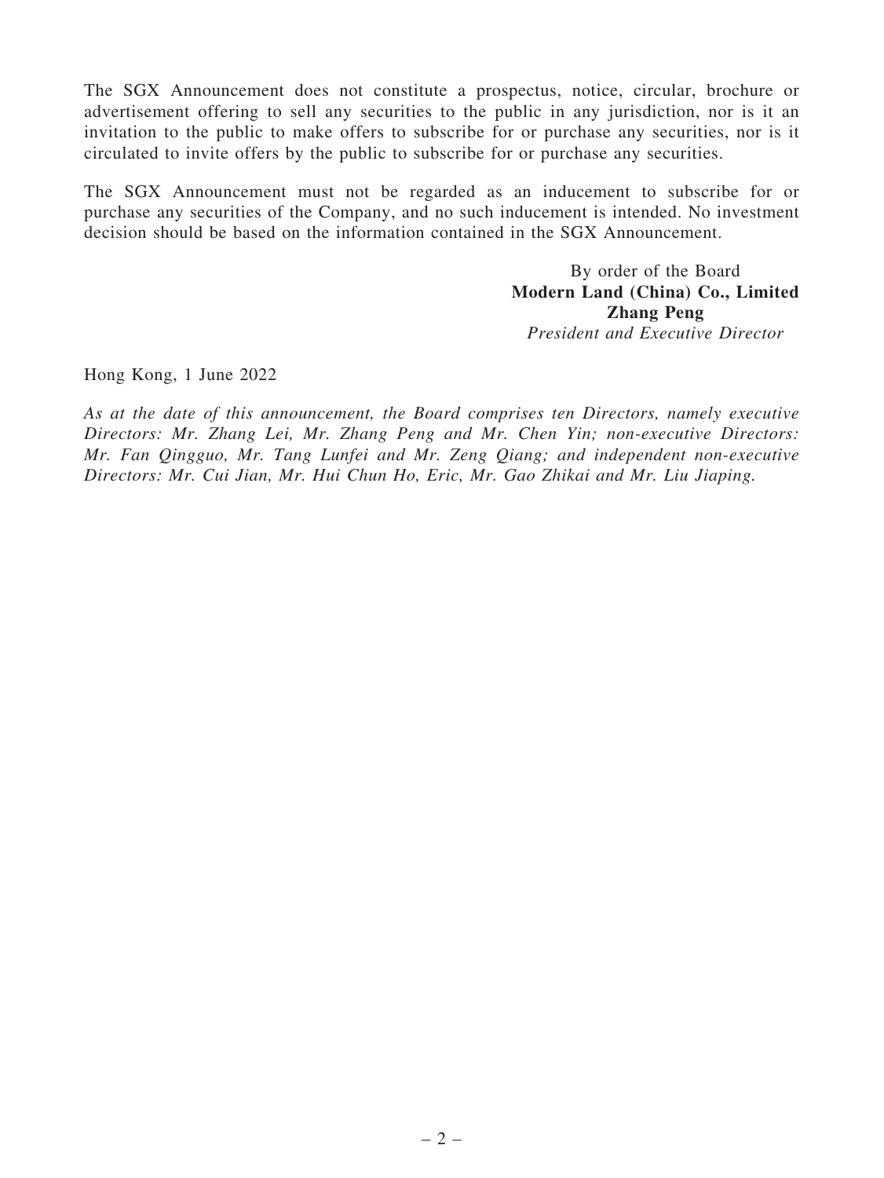The SGX Announcement does not constitute a prospectus, notice, circular, brochure or advertisement offering to sell any securities to the public in any jurisdiction, nor is it an invitation to the public to make offers to subscribe for or purchase any securities, nor is it circulated to invite offers by the public to subscribe for or purchase any securities.

The SGX Announcement must not be regarded as an inducement to subscribe for or purchase any securities of the Company, and no such inducement is intended. No investment decision should be based on the information contained in the SGX Announcement.

By order of the Board
**Modern Land (China) Co., Limited**
**Zhang Peng**
*President and Executive Director*

Hong Kong, 1 June 2022

*As at the date of this announcement, the Board comprises ten Directors, namely executive Directors: Mr. Zhang Lei, Mr. Zhang Peng and Mr. Chen Yin; non-executive Directors: Mr. Fan Qingguo, Mr. Tang Lunfei and Mr. Zeng Qiang; and independent non-executive Directors: Mr. Cui Jian, Mr. Hui Chun Ho, Eric, Mr. Gao Zhikai and Mr. Liu Jiaping.*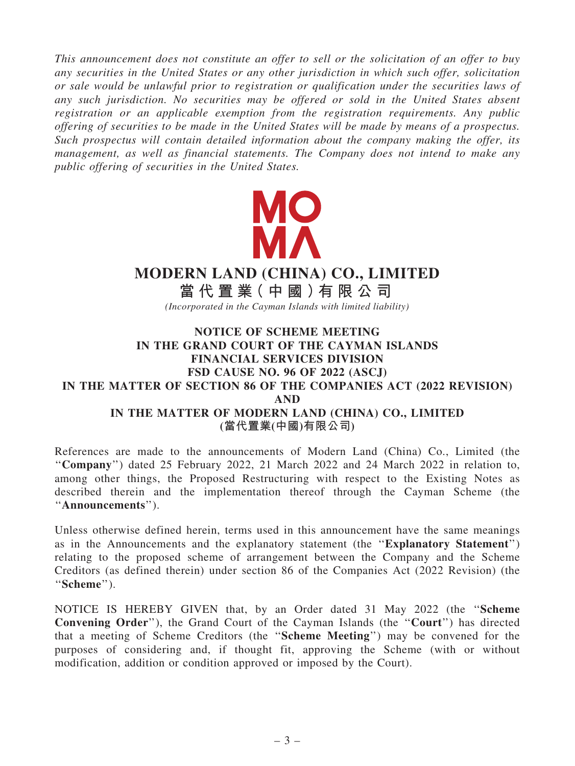*This announcement does not constitute an offer to sell or the solicitation of an offer to buy any securities in the United States or any other jurisdiction in which such offer, solicitation or sale would be unlawful prior to registration or qualification under the securities laws of any such jurisdiction. No securities may be offered or sold in the United States absent registration or an applicable exemption from the registration requirements. Any public offering of securities to be made in the United States will be made by means of a prospectus. Such prospectus will contain detailed information about the company making the offer, its management, as well as financial statements. The Company does not intend to make any public offering of securities in the United States.*

MO
MA

# MODERN LAND (CHINA) CO., LIMITED
# 當代置業(中國)有限公司

*(Incorporated in the Cayman Islands with limited liability)*

## NOTICE OF SCHEME MEETING
## IN THE GRAND COURT OF THE CAYMAN ISLANDS
## FINANCIAL SERVICES DIVISION
## FSD CAUSE NO. 96 OF 2022 (ASCJ)
## IN THE MATTER OF SECTION 86 OF THE COMPANIES ACT (2022 REVISION)
## AND
## IN THE MATTER OF MODERN LAND (CHINA) CO., LIMITED
## (當代置業(中國)有限公司)

References are made to the announcements of Modern Land (China) Co., Limited (the "**Company**") dated 25 February 2022, 21 March 2022 and 24 March 2022 in relation to, among other things, the Proposed Restructuring with respect to the Existing Notes as described therein and the implementation thereof through the Cayman Scheme (the "**Announcements**").

Unless otherwise defined herein, terms used in this announcement have the same meanings as in the Announcements and the explanatory statement (the "**Explanatory Statement**") relating to the proposed scheme of arrangement between the Company and the Scheme Creditors (as defined therein) under section 86 of the Companies Act (2022 Revision) (the "**Scheme**").

NOTICE IS HEREBY GIVEN that, by an Order dated 31 May 2022 (the "**Scheme Convening Order**"), the Grand Court of the Cayman Islands (the "**Court**") has directed that a meeting of Scheme Creditors (the "**Scheme Meeting**") may be convened for the purposes of considering and, if thought fit, approving the Scheme (with or without modification, addition or condition approved or imposed by the Court).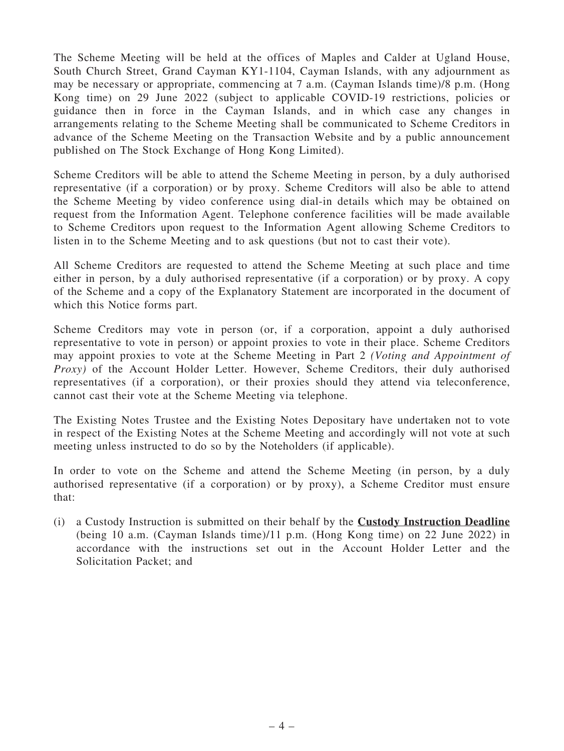The Scheme Meeting will be held at the offices of Maples and Calder at Ugland House, South Church Street, Grand Cayman KY1-1104, Cayman Islands, with any adjournment as may be necessary or appropriate, commencing at 7 a.m. (Cayman Islands time)/8 p.m. (Hong Kong time) on 29 June 2022 (subject to applicable COVID-19 restrictions, policies or guidance then in force in the Cayman Islands, and in which case any changes in arrangements relating to the Scheme Meeting shall be communicated to Scheme Creditors in advance of the Scheme Meeting on the Transaction Website and by a public announcement published on The Stock Exchange of Hong Kong Limited).

Scheme Creditors will be able to attend the Scheme Meeting in person, by a duly authorised representative (if a corporation) or by proxy. Scheme Creditors will also be able to attend the Scheme Meeting by video conference using dial-in details which may be obtained on request from the Information Agent. Telephone conference facilities will be made available to Scheme Creditors upon request to the Information Agent allowing Scheme Creditors to listen in to the Scheme Meeting and to ask questions (but not to cast their vote).

All Scheme Creditors are requested to attend the Scheme Meeting at such place and time either in person, by a duly authorised representative (if a corporation) or by proxy. A copy of the Scheme and a copy of the Explanatory Statement are incorporated in the document of which this Notice forms part.

Scheme Creditors may vote in person (or, if a corporation, appoint a duly authorised representative to vote in person) or appoint proxies to vote in their place. Scheme Creditors may appoint proxies to vote at the Scheme Meeting in Part 2 *(Voting and Appointment of Proxy)* of the Account Holder Letter. However, Scheme Creditors, their duly authorised representatives (if a corporation), or their proxies should they attend via teleconference, cannot cast their vote at the Scheme Meeting via telephone.

The Existing Notes Trustee and the Existing Notes Depositary have undertaken not to vote in respect of the Existing Notes at the Scheme Meeting and accordingly will not vote at such meeting unless instructed to do so by the Noteholders (if applicable).

In order to vote on the Scheme and attend the Scheme Meeting (in person, by a duly authorised representative (if a corporation) or by proxy), a Scheme Creditor must ensure that:

(i) a Custody Instruction is submitted on their behalf by the **Custody Instruction Deadline** (being 10 a.m. (Cayman Islands time)/11 p.m. (Hong Kong time) on 22 June 2022) in accordance with the instructions set out in the Account Holder Letter and the Solicitation Packet; and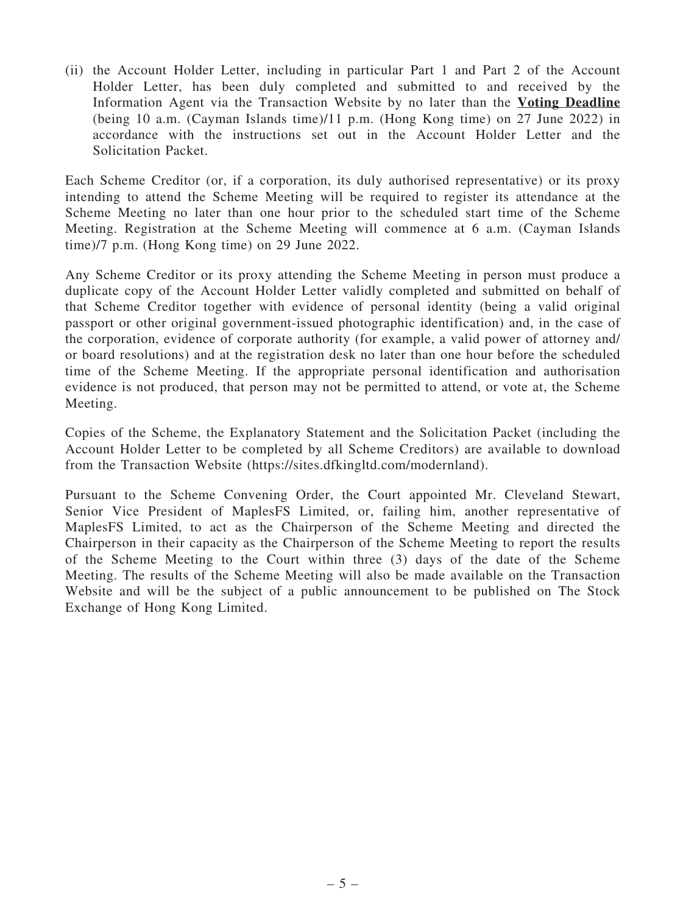(ii) the Account Holder Letter, including in particular Part 1 and Part 2 of the Account Holder Letter, has been duly completed and submitted to and received by the Information Agent via the Transaction Website by no later than the **Voting Deadline** (being 10 a.m. (Cayman Islands time)/11 p.m. (Hong Kong time) on 27 June 2022) in accordance with the instructions set out in the Account Holder Letter and the Solicitation Packet.

Each Scheme Creditor (or, if a corporation, its duly authorised representative) or its proxy intending to attend the Scheme Meeting will be required to register its attendance at the Scheme Meeting no later than one hour prior to the scheduled start time of the Scheme Meeting. Registration at the Scheme Meeting will commence at 6 a.m. (Cayman Islands time)/7 p.m. (Hong Kong time) on 29 June 2022.

Any Scheme Creditor or its proxy attending the Scheme Meeting in person must produce a duplicate copy of the Account Holder Letter validly completed and submitted on behalf of that Scheme Creditor together with evidence of personal identity (being a valid original passport or other original government-issued photographic identification) and, in the case of the corporation, evidence of corporate authority (for example, a valid power of attorney and/or board resolutions) and at the registration desk no later than one hour before the scheduled time of the Scheme Meeting. If the appropriate personal identification and authorisation evidence is not produced, that person may not be permitted to attend, or vote at, the Scheme Meeting.

Copies of the Scheme, the Explanatory Statement and the Solicitation Packet (including the Account Holder Letter to be completed by all Scheme Creditors) are available to download from the Transaction Website (https://sites.dfkingltd.com/modernland).

Pursuant to the Scheme Convening Order, the Court appointed Mr. Cleveland Stewart, Senior Vice President of MaplesFS Limited, or, failing him, another representative of MaplesFS Limited, to act as the Chairperson of the Scheme Meeting and directed the Chairperson in their capacity as the Chairperson of the Scheme Meeting to report the results of the Scheme Meeting to the Court within three (3) days of the date of the Scheme Meeting. The results of the Scheme Meeting will also be made available on the Transaction Website and will be the subject of a public announcement to be published on The Stock Exchange of Hong Kong Limited.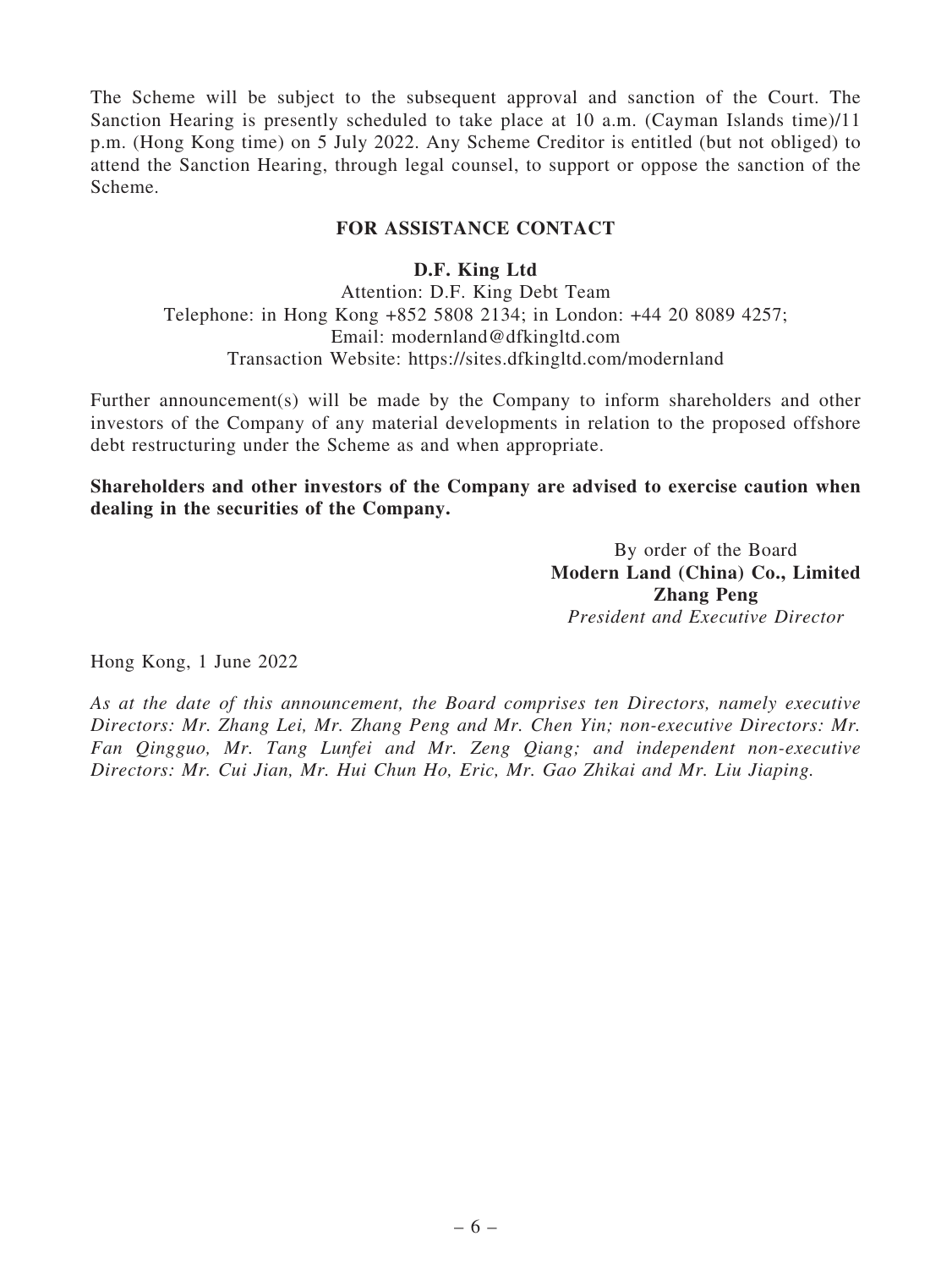The Scheme will be subject to the subsequent approval and sanction of the Court. The Sanction Hearing is presently scheduled to take place at 10 a.m. (Cayman Islands time)/11 p.m. (Hong Kong time) on 5 July 2022. Any Scheme Creditor is entitled (but not obliged) to attend the Sanction Hearing, through legal counsel, to support or oppose the sanction of the Scheme.

**FOR ASSISTANCE CONTACT**

**D.F. King Ltd**
Attention: D.F. King Debt Team
Telephone: in Hong Kong +852 5808 2134; in London: +44 20 8089 4257;
Email: modernland@dfkingltd.com
Transaction Website: https://sites.dfkingltd.com/modernland

Further announcement(s) will be made by the Company to inform shareholders and other investors of the Company of any material developments in relation to the proposed offshore debt restructuring under the Scheme as and when appropriate.

**Shareholders and other investors of the Company are advised to exercise caution when dealing in the securities of the Company.**

By order of the Board
**Modern Land (China) Co., Limited**
**Zhang Peng**
*President and Executive Director*

Hong Kong, 1 June 2022

*As at the date of this announcement, the Board comprises ten Directors, namely executive Directors: Mr. Zhang Lei, Mr. Zhang Peng and Mr. Chen Yin; non-executive Directors: Mr. Fan Qingguo, Mr. Tang Lunfei and Mr. Zeng Qiang; and independent non-executive Directors: Mr. Cui Jian, Mr. Hui Chun Ho, Eric, Mr. Gao Zhikai and Mr. Liu Jiaping.*